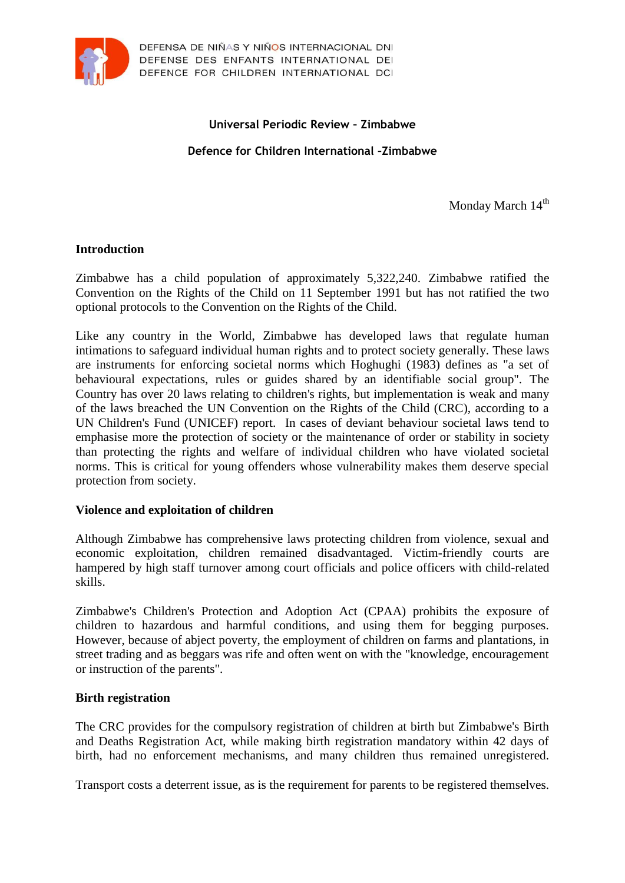DEFENSA DE NIÑAS Y NIÑOS INTERNACIONAL DNI
DEFENSE DES ENFANTS INTERNATIONAL DEI
DEFENCE FOR CHILDREN INTERNATIONAL DCI

**Universal Periodic Review – Zimbabwe**

**Defence for Children International –Zimbabwe**

Monday March 14th

## Introduction

Zimbabwe has a child population of approximately 5,322,240. Zimbabwe ratified the Convention on the Rights of the Child on 11 September 1991 but has not ratified the two optional protocols to the Convention on the Rights of the Child.

Like any country in the World, Zimbabwe has developed laws that regulate human intimations to safeguard individual human rights and to protect society generally. These laws are instruments for enforcing societal norms which Hoghughi (1983) defines as "a set of behavioural expectations, rules or guides shared by an identifiable social group". The Country has over 20 laws relating to children's rights, but implementation is weak and many of the laws breached the UN Convention on the Rights of the Child (CRC), according to a UN Children's Fund (UNICEF) report. In cases of deviant behaviour societal laws tend to emphasise more the protection of society or the maintenance of order or stability in society than protecting the rights and welfare of individual children who have violated societal norms. This is critical for young offenders whose vulnerability makes them deserve special protection from society.

## Violence and exploitation of children

Although Zimbabwe has comprehensive laws protecting children from violence, sexual and economic exploitation, children remained disadvantaged. Victim-friendly courts are hampered by high staff turnover among court officials and police officers with child-related skills.

Zimbabwe's Children's Protection and Adoption Act (CPAA) prohibits the exposure of children to hazardous and harmful conditions, and using them for begging purposes. However, because of abject poverty, the employment of children on farms and plantations, in street trading and as beggars was rife and often went on with the "knowledge, encouragement or instruction of the parents".

## Birth registration

The CRC provides for the compulsory registration of children at birth but Zimbabwe's Birth and Deaths Registration Act, while making birth registration mandatory within 42 days of birth, had no enforcement mechanisms, and many children thus remained unregistered.

Transport costs a deterrent issue, as is the requirement for parents to be registered themselves.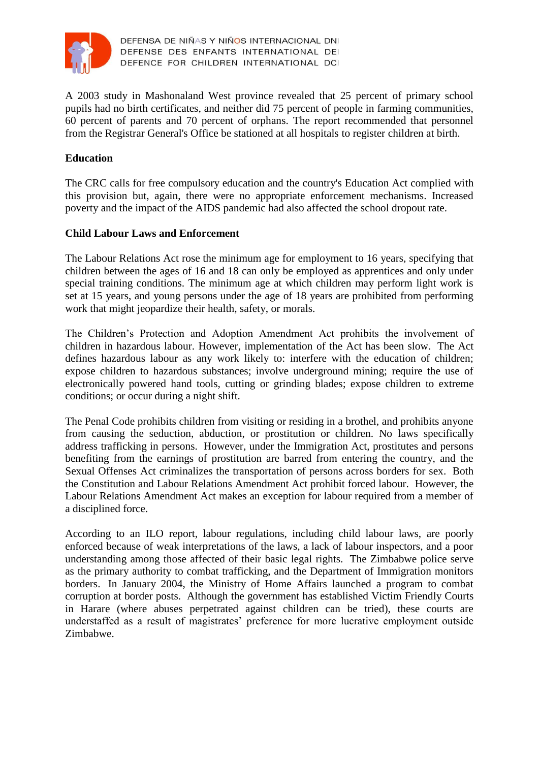A 2003 study in Mashonaland West province revealed that 25 percent of primary school pupils had no birth certificates, and neither did 75 percent of people in farming communities, 60 percent of parents and 70 percent of orphans. The report recommended that personnel from the Registrar General's Office be stationed at all hospitals to register children at birth.

**Education**

The CRC calls for free compulsory education and the country's Education Act complied with this provision but, again, there were no appropriate enforcement mechanisms. Increased poverty and the impact of the AIDS pandemic had also affected the school dropout rate.

**Child Labour Laws and Enforcement**

The Labour Relations Act rose the minimum age for employment to 16 years, specifying that children between the ages of 16 and 18 can only be employed as apprentices and only under special training conditions. The minimum age at which children may perform light work is set at 15 years, and young persons under the age of 18 years are prohibited from performing work that might jeopardize their health, safety, or morals.

The Children's Protection and Adoption Amendment Act prohibits the involvement of children in hazardous labour. However, implementation of the Act has been slow. The Act defines hazardous labour as any work likely to: interfere with the education of children; expose children to hazardous substances; involve underground mining; require the use of electronically powered hand tools, cutting or grinding blades; expose children to extreme conditions; or occur during a night shift.

The Penal Code prohibits children from visiting or residing in a brothel, and prohibits anyone from causing the seduction, abduction, or prostitution or children. No laws specifically address trafficking in persons. However, under the Immigration Act, prostitutes and persons benefiting from the earnings of prostitution are barred from entering the country, and the Sexual Offenses Act criminalizes the transportation of persons across borders for sex. Both the Constitution and Labour Relations Amendment Act prohibit forced labour. However, the Labour Relations Amendment Act makes an exception for labour required from a member of a disciplined force.

According to an ILO report, labour regulations, including child labour laws, are poorly enforced because of weak interpretations of the laws, a lack of labour inspectors, and a poor understanding among those affected of their basic legal rights. The Zimbabwe police serve as the primary authority to combat trafficking, and the Department of Immigration monitors borders. In January 2004, the Ministry of Home Affairs launched a program to combat corruption at border posts. Although the government has established Victim Friendly Courts in Harare (where abuses perpetrated against children can be tried), these courts are understaffed as a result of magistrates' preference for more lucrative employment outside Zimbabwe.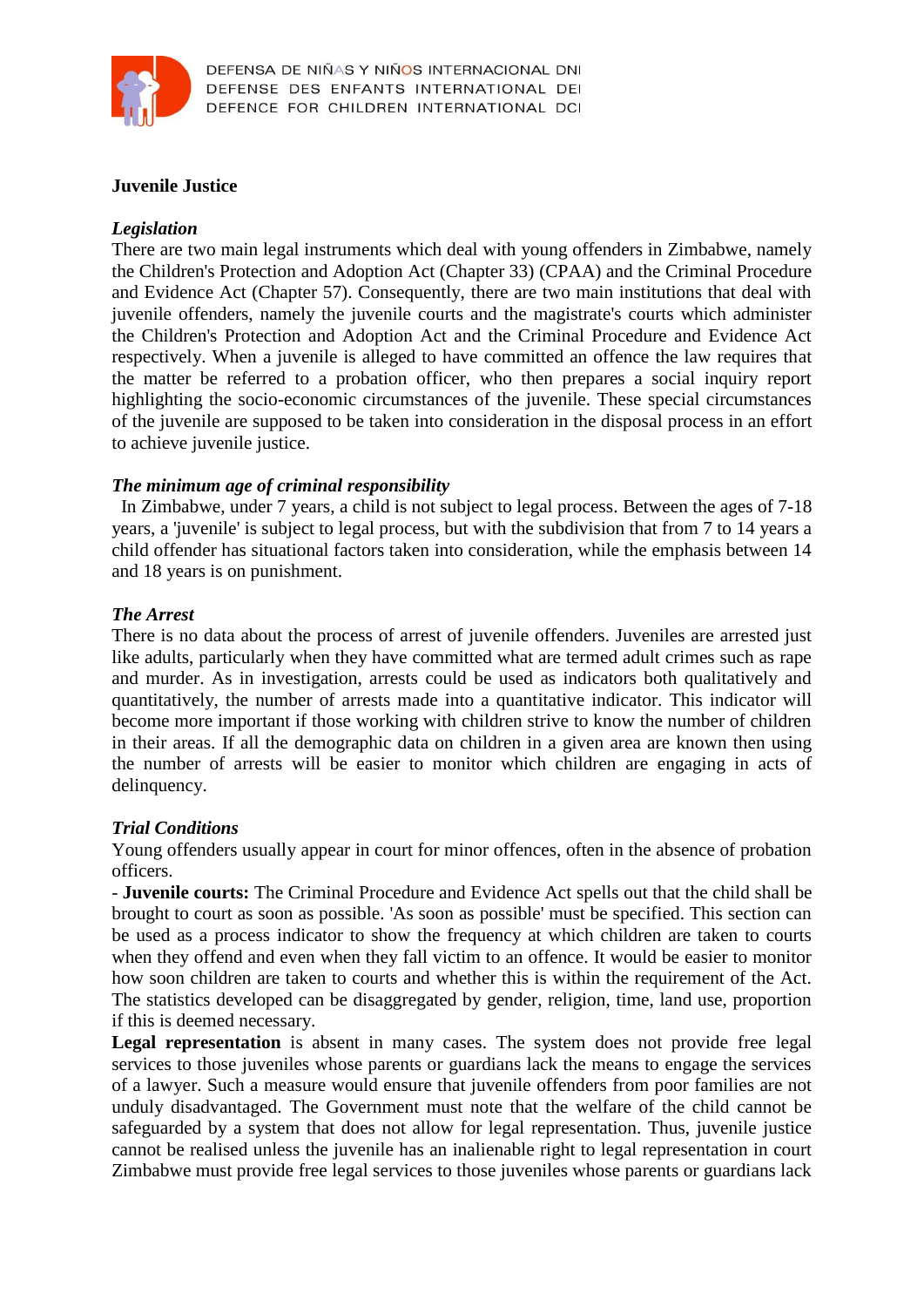**Juvenile Justice**

***Legislation***

There are two main legal instruments which deal with young offenders in Zimbabwe, namely the Children's Protection and Adoption Act (Chapter 33) (CPAA) and the Criminal Procedure and Evidence Act (Chapter 57). Consequently, there are two main institutions that deal with juvenile offenders, namely the juvenile courts and the magistrate's courts which administer the Children's Protection and Adoption Act and the Criminal Procedure and Evidence Act respectively. When a juvenile is alleged to have committed an offence the law requires that the matter be referred to a probation officer, who then prepares a social inquiry report highlighting the socio-economic circumstances of the juvenile. These special circumstances of the juvenile are supposed to be taken into consideration in the disposal process in an effort to achieve juvenile justice.

***The minimum age of criminal responsibility***

In Zimbabwe, under 7 years, a child is not subject to legal process. Between the ages of 7-18 years, a 'juvenile' is subject to legal process, but with the subdivision that from 7 to 14 years a child offender has situational factors taken into consideration, while the emphasis between 14 and 18 years is on punishment.

***The Arrest***

There is no data about the process of arrest of juvenile offenders. Juveniles are arrested just like adults, particularly when they have committed what are termed adult crimes such as rape and murder. As in investigation, arrests could be used as indicators both qualitatively and quantitatively, the number of arrests made into a quantitative indicator. This indicator will become more important if those working with children strive to know the number of children in their areas. If all the demographic data on children in a given area are known then using the number of arrests will be easier to monitor which children are engaging in acts of delinquency.

***Trial Conditions***

Young offenders usually appear in court for minor offences, often in the absence of probation officers.

- **Juvenile courts:** The Criminal Procedure and Evidence Act spells out that the child shall be brought to court as soon as possible. 'As soon as possible' must be specified. This section can be used as a process indicator to show the frequency at which children are taken to courts when they offend and even when they fall victim to an offence. It would be easier to monitor how soon children are taken to courts and whether this is within the requirement of the Act. The statistics developed can be disaggregated by gender, religion, time, land use, proportion if this is deemed necessary.

**Legal representation** is absent in many cases. The system does not provide free legal services to those juveniles whose parents or guardians lack the means to engage the services of a lawyer. Such a measure would ensure that juvenile offenders from poor families are not unduly disadvantaged. The Government must note that the welfare of the child cannot be safeguarded by a system that does not allow for legal representation. Thus, juvenile justice cannot be realised unless the juvenile has an inalienable right to legal representation in court Zimbabwe must provide free legal services to those juveniles whose parents or guardians lack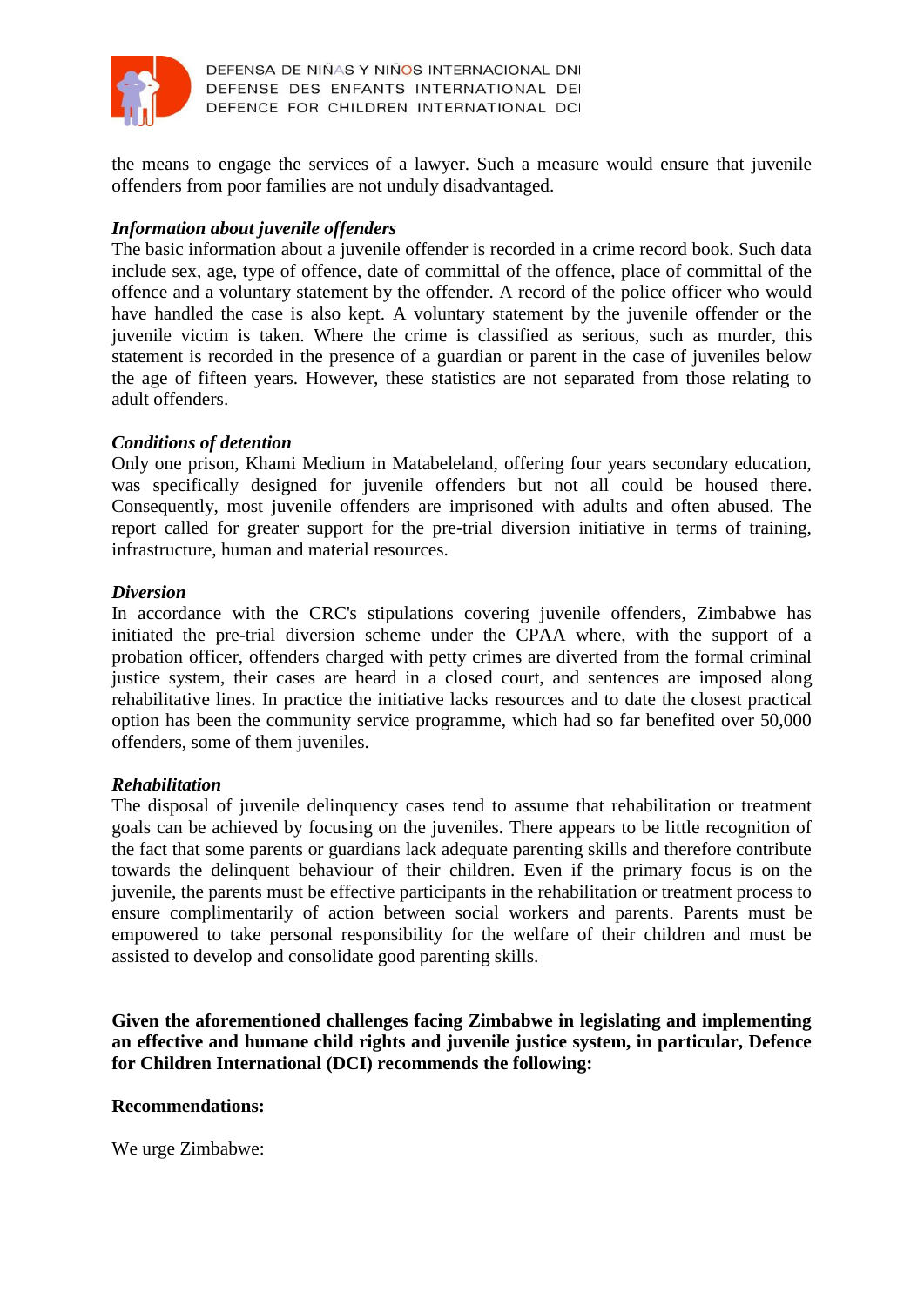the means to engage the services of a lawyer. Such a measure would ensure that juvenile offenders from poor families are not unduly disadvantaged.

***Information about juvenile offenders***

The basic information about a juvenile offender is recorded in a crime record book. Such data include sex, age, type of offence, date of committal of the offence, place of committal of the offence and a voluntary statement by the offender. A record of the police officer who would have handled the case is also kept. A voluntary statement by the juvenile offender or the juvenile victim is taken. Where the crime is classified as serious, such as murder, this statement is recorded in the presence of a guardian or parent in the case of juveniles below the age of fifteen years. However, these statistics are not separated from those relating to adult offenders.

***Conditions of detention***

Only one prison, Khami Medium in Matabeleland, offering four years secondary education, was specifically designed for juvenile offenders but not all could be housed there. Consequently, most juvenile offenders are imprisoned with adults and often abused. The report called for greater support for the pre-trial diversion initiative in terms of training, infrastructure, human and material resources.

***Diversion***

In accordance with the CRC's stipulations covering juvenile offenders, Zimbabwe has initiated the pre-trial diversion scheme under the CPAA where, with the support of a probation officer, offenders charged with petty crimes are diverted from the formal criminal justice system, their cases are heard in a closed court, and sentences are imposed along rehabilitative lines. In practice the initiative lacks resources and to date the closest practical option has been the community service programme, which had so far benefited over 50,000 offenders, some of them juveniles.

***Rehabilitation***

The disposal of juvenile delinquency cases tend to assume that rehabilitation or treatment goals can be achieved by focusing on the juveniles. There appears to be little recognition of the fact that some parents or guardians lack adequate parenting skills and therefore contribute towards the delinquent behaviour of their children. Even if the primary focus is on the juvenile, the parents must be effective participants in the rehabilitation or treatment process to ensure complimentarily of action between social workers and parents. Parents must be empowered to take personal responsibility for the welfare of their children and must be assisted to develop and consolidate good parenting skills.

**Given the aforementioned challenges facing Zimbabwe in legislating and implementing an effective and humane child rights and juvenile justice system, in particular, Defence for Children International (DCI) recommends the following:**

**Recommendations:**

We urge Zimbabwe: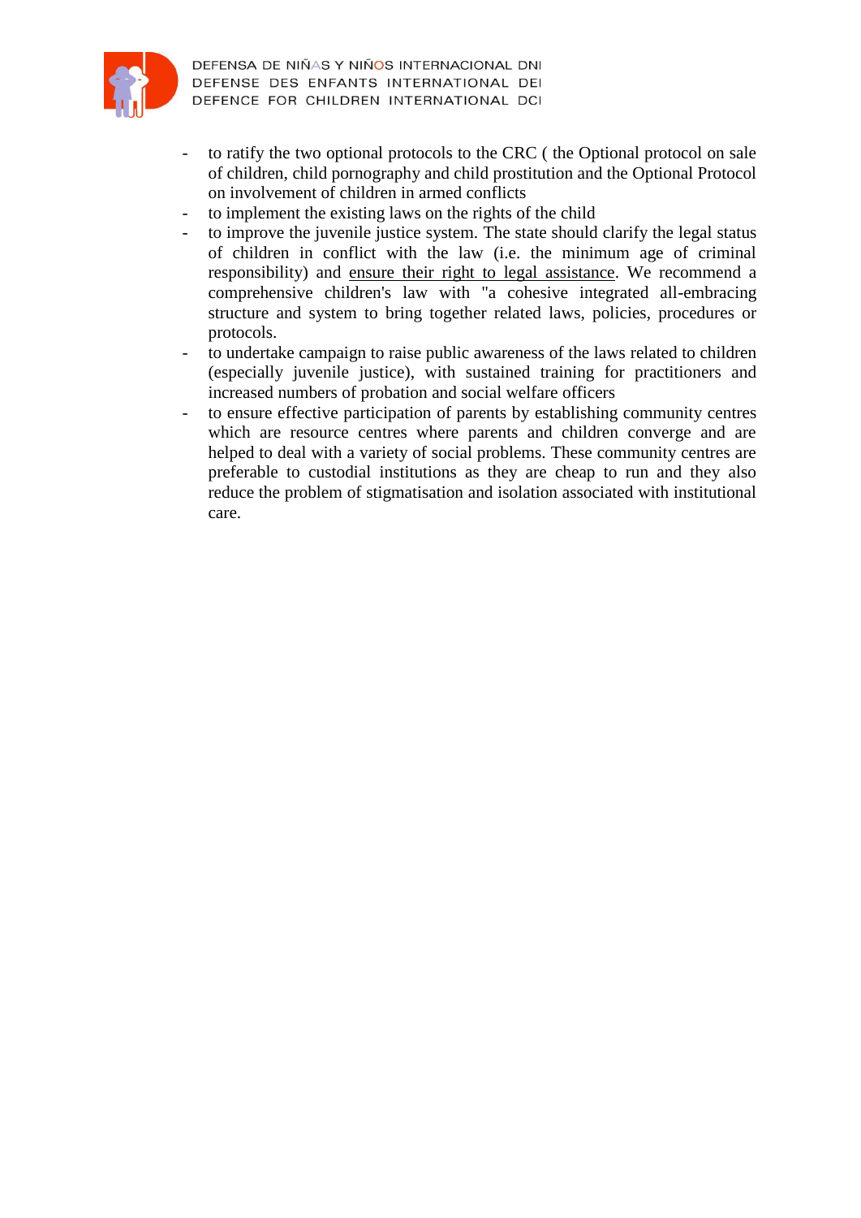- to ratify the two optional protocols to the CRC ( the Optional protocol on sale of children, child pornography and child prostitution and the Optional Protocol on involvement of children in armed conflicts
- to implement the existing laws on the rights of the child
- to improve the juvenile justice system. The state should clarify the legal status of children in conflict with the law (i.e. the minimum age of criminal responsibility) and <u>ensure their right to legal assistance</u>. We recommend a comprehensive children's law with "a cohesive integrated all-embracing structure and system to bring together related laws, policies, procedures or protocols.
- to undertake campaign to raise public awareness of the laws related to children (especially juvenile justice), with sustained training for practitioners and increased numbers of probation and social welfare officers
- to ensure effective participation of parents by establishing community centres which are resource centres where parents and children converge and are helped to deal with a variety of social problems. These community centres are preferable to custodial institutions as they are cheap to run and they also reduce the problem of stigmatisation and isolation associated with institutional care.